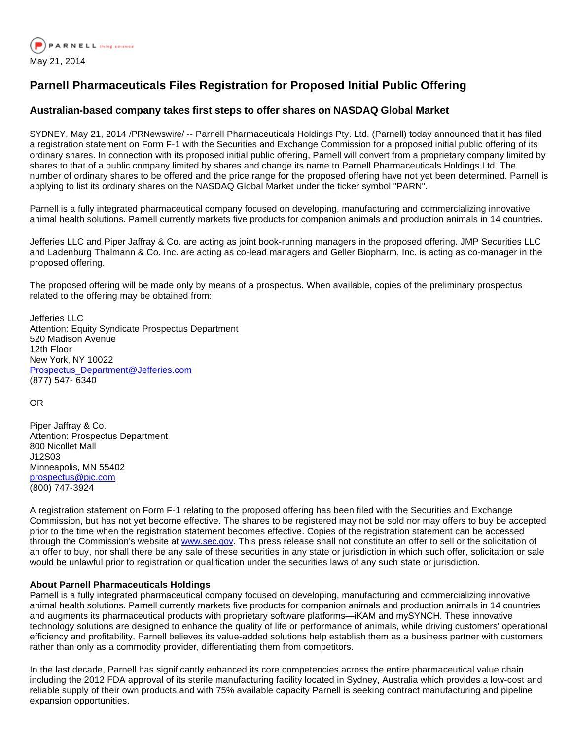PARNELL living science

May 21, 2014

# Parnell Pharmaceuticals Files Registration for Proposed Initial Public Offering

## Australian-based company takes first steps to offer shares on NASDAQ Global Market

SYDNEY, May 21, 2014 /PRNewswire/ -- Parnell Pharmaceuticals Holdings Pty. Ltd. (Parnell) today announced that it has filed a registration statement on Form F-1 with the Securities and Exchange Commission for a proposed initial public offering of its ordinary shares. In connection with its proposed initial public offering, Parnell will convert from a proprietary company limited by shares to that of a public company limited by shares and change its name to Parnell Pharmaceuticals Holdings Ltd. The number of ordinary shares to be offered and the price range for the proposed offering have not yet been determined. Parnell is applying to list its ordinary shares on the NASDAQ Global Market under the ticker symbol "PARN".

Parnell is a fully integrated pharmaceutical company focused on developing, manufacturing and commercializing innovative animal health solutions. Parnell currently markets five products for companion animals and production animals in 14 countries.

Jefferies LLC and Piper Jaffray & Co. are acting as joint book-running managers in the proposed offering. JMP Securities LLC and Ladenburg Thalmann & Co. Inc. are acting as co-lead managers and Geller Biopharm, Inc. is acting as co-manager in the proposed offering.

The proposed offering will be made only by means of a prospectus. When available, copies of the preliminary prospectus related to the offering may be obtained from:

Jefferies LLC
Attention: Equity Syndicate Prospectus Department
520 Madison Avenue
12th Floor
New York, NY 10022
Prospectus_Department@Jefferies.com
(877) 547- 6340

OR

Piper Jaffray & Co.
Attention: Prospectus Department
800 Nicollet Mall
J12S03
Minneapolis, MN 55402
prospectus@pjc.com
(800) 747-3924

A registration statement on Form F-1 relating to the proposed offering has been filed with the Securities and Exchange Commission, but has not yet become effective. The shares to be registered may not be sold nor may offers to buy be accepted prior to the time when the registration statement becomes effective. Copies of the registration statement can be accessed through the Commission's website at www.sec.gov. This press release shall not constitute an offer to sell or the solicitation of an offer to buy, nor shall there be any sale of these securities in any state or jurisdiction in which such offer, solicitation or sale would be unlawful prior to registration or qualification under the securities laws of any such state or jurisdiction.

**About Parnell Pharmaceuticals Holdings**

Parnell is a fully integrated pharmaceutical company focused on developing, manufacturing and commercializing innovative animal health solutions. Parnell currently markets five products for companion animals and production animals in 14 countries and augments its pharmaceutical products with proprietary software platforms—iKAM and mySYNCH. These innovative technology solutions are designed to enhance the quality of life or performance of animals, while driving customers' operational efficiency and profitability. Parnell believes its value-added solutions help establish them as a business partner with customers rather than only as a commodity provider, differentiating them from competitors.

In the last decade, Parnell has significantly enhanced its core competencies across the entire pharmaceutical value chain including the 2012 FDA approval of its sterile manufacturing facility located in Sydney, Australia which provides a low-cost and reliable supply of their own products and with 75% available capacity Parnell is seeking contract manufacturing and pipeline expansion opportunities.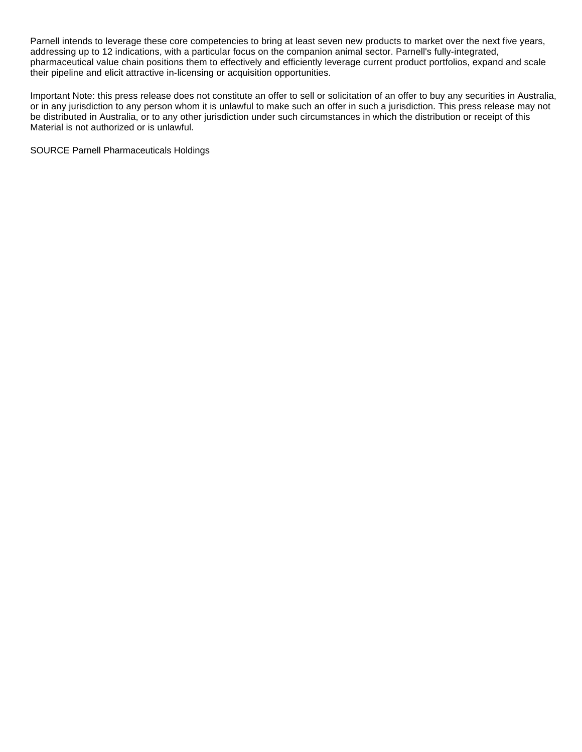Parnell intends to leverage these core competencies to bring at least seven new products to market over the next five years, addressing up to 12 indications, with a particular focus on the companion animal sector. Parnell's fully-integrated, pharmaceutical value chain positions them to effectively and efficiently leverage current product portfolios, expand and scale their pipeline and elicit attractive in-licensing or acquisition opportunities.

Important Note: this press release does not constitute an offer to sell or solicitation of an offer to buy any securities in Australia, or in any jurisdiction to any person whom it is unlawful to make such an offer in such a jurisdiction. This press release may not be distributed in Australia, or to any other jurisdiction under such circumstances in which the distribution or receipt of this Material is not authorized or is unlawful.

SOURCE Parnell Pharmaceuticals Holdings